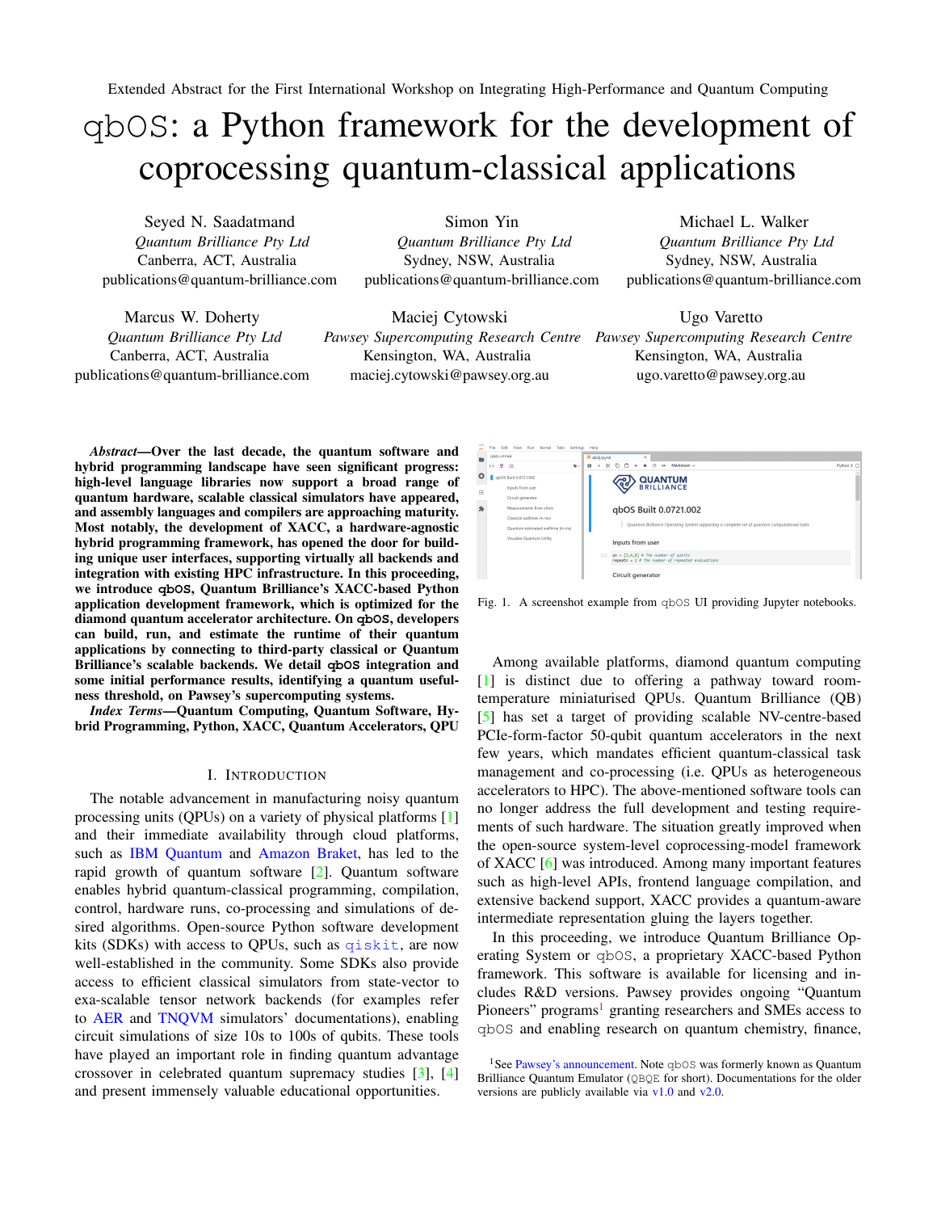Extended Abstract for the First International Workshop on Integrating High-Performance and Quantum Computing

# qbOS: a Python framework for the development of coprocessing quantum-classical applications

Seyed N. Saadatmand
*Quantum Brilliance Pty Ltd*
Canberra, ACT, Australia
publications@quantum-brilliance.com

Simon Yin
*Quantum Brilliance Pty Ltd*
Sydney, NSW, Australia
publications@quantum-brilliance.com

Michael L. Walker
*Quantum Brilliance Pty Ltd*
Sydney, NSW, Australia
publications@quantum-brilliance.com

Marcus W. Doherty
*Quantum Brilliance Pty Ltd*
Canberra, ACT, Australia
publications@quantum-brilliance.com

Maciej Cytowski
*Pawsey Supercomputing Research Centre*
Kensington, WA, Australia
maciej.cytowski@pawsey.org.au

Ugo Varetto
*Pawsey Supercomputing Research Centre*
Kensington, WA, Australia
ugo.varetto@pawsey.org.au

***Abstract*—Over the last decade, the quantum software and hybrid programming landscape have seen significant progress: high-level language libraries now support a broad range of quantum hardware, scalable classical simulators have appeared, and assembly languages and compilers are approaching maturity. Most notably, the development of XACC, a hardware-agnostic hybrid programming framework, has opened the door for building unique user interfaces, supporting virtually all backends and integration with existing HPC infrastructure. In this proceeding, we introduce qbOS, Quantum Brilliance's XACC-based Python application development framework, which is optimized for the diamond quantum accelerator architecture. On qbOS, developers can build, run, and estimate the runtime of their quantum applications by connecting to third-party classical or Quantum Brilliance's scalable backends. We detail qbOS integration and some initial performance results, identifying a quantum usefulness threshold, on Pawsey's supercomputing systems.**

***Index Terms*—Quantum Computing, Quantum Software, Hybrid Programming, Python, XACC, Quantum Accelerators, QPU**

## I. Introduction

The notable advancement in manufacturing noisy quantum processing units (QPUs) on a variety of physical platforms [1] and their immediate availability through cloud platforms, such as IBM Quantum and Amazon Braket, has led to the rapid growth of quantum software [2]. Quantum software enables hybrid quantum-classical programming, compilation, control, hardware runs, co-processing and simulations of desired algorithms. Open-source Python software development kits (SDKs) with access to QPUs, such as `qiskit`, are now well-established in the community. Some SDKs also provide access to efficient classical simulators from state-vector to exa-scalable tensor network backends (for examples refer to AER and TNQVM simulators' documentations), enabling circuit simulations of size 10s to 100s of qubits. These tools have played an important role in finding quantum advantage crossover in celebrated quantum supremacy studies [3], [4] and present immensely valuable educational opportunities.

Fig. 1. A screenshot example from qbOS UI providing Jupyter notebooks.

Among available platforms, diamond quantum computing [1] is distinct due to offering a pathway toward room-temperature miniaturised QPUs. Quantum Brilliance (QB) [5] has set a target of providing scalable NV-centre-based PCIe-form-factor 50-qubit quantum accelerators in the next few years, which mandates efficient quantum-classical task management and co-processing (i.e. QPUs as heterogeneous accelerators to HPC). The above-mentioned software tools can no longer address the full development and testing requirements of such hardware. The situation greatly improved when the open-source system-level coprocessing-model framework of XACC [6] was introduced. Among many important features such as high-level APIs, frontend language compilation, and extensive backend support, XACC provides a quantum-aware intermediate representation gluing the layers together.

In this proceeding, we introduce Quantum Brilliance Operating System or qbOS, a proprietary XACC-based Python framework. This software is available for licensing and includes R&D versions. Pawsey provides ongoing "Quantum Pioneers" programs[1] granting researchers and SMEs access to qbOS and enabling research on quantum chemistry, finance,

[1] See Pawsey's announcement. Note qbOS was formerly known as Quantum Brilliance Quantum Emulator (QBQE for short). Documentations for the older versions are publicly available via v1.0 and v2.0.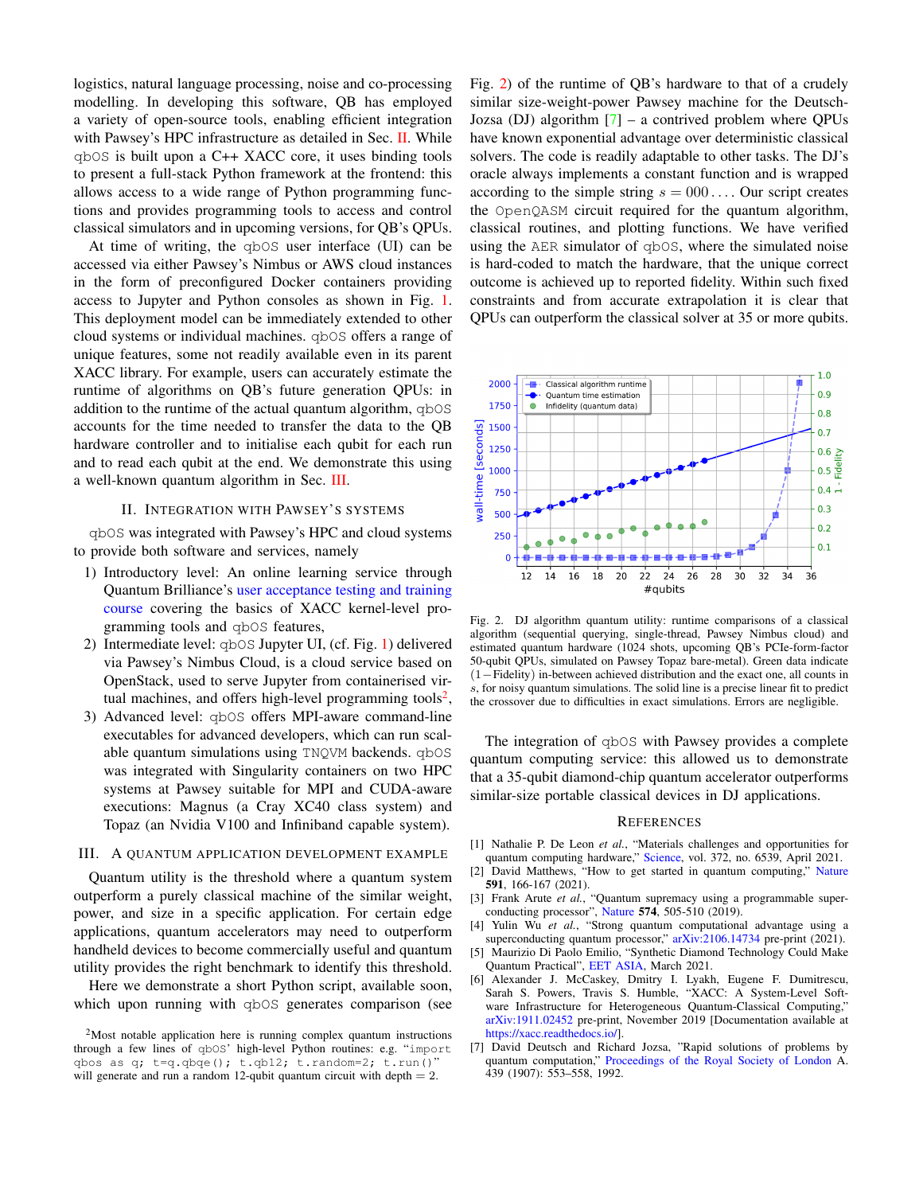logistics, natural language processing, noise and co-processing modelling. In developing this software, QB has employed a variety of open-source tools, enabling efficient integration with Pawsey's HPC infrastructure as detailed in Sec. II. While qbOS is built upon a C++ XACC core, it uses binding tools to present a full-stack Python framework at the frontend: this allows access to a wide range of Python programming functions and provides programming tools to access and control classical simulators and in upcoming versions, for QB's QPUs.

At time of writing, the qbOS user interface (UI) can be accessed via either Pawsey's Nimbus or AWS cloud instances in the form of preconfigured Docker containers providing access to Jupyter and Python consoles as shown in Fig. 1. This deployment model can be immediately extended to other cloud systems or individual machines. qbOS offers a range of unique features, some not readily available even in its parent XACC library. For example, users can accurately estimate the runtime of algorithms on QB's future generation QPUs: in addition to the runtime of the actual quantum algorithm, qbOS accounts for the time needed to transfer the data to the QB hardware controller and to initialise each qubit for each run and to read each qubit at the end. We demonstrate this using a well-known quantum algorithm in Sec. III.

## II. Integration with Pawsey's Systems

qbOS was integrated with Pawsey's HPC and cloud systems to provide both software and services, namely

1) Introductory level: An online learning service through Quantum Brilliance's user acceptance testing and training course covering the basics of XACC kernel-level programming tools and qbOS features,
2) Intermediate level: qbOS Jupyter UI, (cf. Fig. 1) delivered via Pawsey's Nimbus Cloud, is a cloud service based on OpenStack, used to serve Jupyter from containerised virtual machines, and offers high-level programming tools[2],
3) Advanced level: qbOS offers MPI-aware command-line executables for advanced developers, which can run scalable quantum simulations using TNQVM backends. qbOS was integrated with Singularity containers on two HPC systems at Pawsey suitable for MPI and CUDA-aware executions: Magnus (a Cray XC40 class system) and Topaz (an Nvidia V100 and Infiniband capable system).

## III. A Quantum Application Development Example

Quantum utility is the threshold where a quantum system outperform a purely classical machine of the similar weight, power, and size in a specific application. For certain edge applications, quantum accelerators may need to outperform handheld devices to become commercially useful and quantum utility provides the right benchmark to identify this threshold.

Here we demonstrate a short Python script, available soon, which upon running with qbOS generates comparison (see Fig. 2) of the runtime of QB's hardware to that of a crudely similar size-weight-power Pawsey machine for the Deutsch-Jozsa (DJ) algorithm [7] – a contrived problem where QPUs have known exponential advantage over deterministic classical solvers. The code is readily adaptable to other tasks. The DJ's oracle always implements a constant function and is wrapped according to the simple string $s = 000\ldots$. Our script creates the OpenQASM circuit required for the quantum algorithm, classical routines, and plotting functions. We have verified using the AER simulator of qbOS, where the simulated noise is hard-coded to match the hardware, that the unique correct outcome is achieved up to reported fidelity. Within such fixed constraints and from accurate extrapolation it is clear that QPUs can outperform the classical solver at 35 or more qubits.

Classical algorithm runtime
Quantum time estimation
Infidelity (quantum data)
wall-time [seconds]
0
250
500
750
1000
1250
1500
1750
2000
#qubits
12 14 16 18 20 22 24 26 28 30 32 34 36
1 - Fidelity
0.1 0.2 0.3 0.4 0.5 0.6 0.7 0.8 0.9 1.0

Fig. 2. DJ algorithm quantum utility: runtime comparisons of a classical algorithm (sequential querying, single-thread, Pawsey Nimbus cloud) and estimated quantum hardware (1024 shots, upcoming QB's PCIe-form-factor 50-qubit QPUs, simulated on Pawsey Topaz bare-metal). Green data indicate $(1-\text{Fidelity})$ in-between achieved distribution and the exact one, all counts in $s$, for noisy quantum simulations. The solid line is a precise linear fit to predict the crossover due to difficulties in exact simulations. Errors are negligible.

The integration of qbOS with Pawsey provides a complete quantum computing service: this allowed us to demonstrate that a 35-qubit diamond-chip quantum accelerator outperforms similar-size portable classical devices in DJ applications.

## References

[1] Nathalie P. De Leon *et al.*, "Materials challenges and opportunities for quantum computing hardware," Science, vol. 372, no. 6539, April 2021.

[2] David Matthews, "How to get started in quantum computing," Nature **591**, 166-167 (2021).

[3] Frank Arute *et al.*, "Quantum supremacy using a programmable superconducting processor", Nature **574**, 505-510 (2019).

[4] Yulin Wu *et al.*, "Strong quantum computational advantage using a superconducting quantum processor," arXiv:2106.14734 pre-print (2021).

[5] Maurizio Di Paolo Emilio, "Synthetic Diamond Technology Could Make Quantum Practical", EET ASIA, March 2021.

[6] Alexander J. McCaskey, Dmitry I. Lyakh, Eugene F. Dumitrescu, Sarah S. Powers, Travis S. Humble, "XACC: A System-Level Software Infrastructure for Heterogeneous Quantum-Classical Computing," arXiv:1911.02452 pre-print, November 2019 [Documentation available at https://xacc.readthedocs.io/].

[7] David Deutsch and Richard Jozsa, "Rapid solutions of problems by quantum computation," Proceedings of the Royal Society of London A. 439 (1907): 553–558, 1992.

[2] Most notable application here is running complex quantum instructions through a few lines of qbOS' high-level Python routines: e.g. "`import qbos as q; t=q.qbqe(); t.qb12; t.random=2; t.run()`" will generate and run a random 12-qubit quantum circuit with depth = 2.